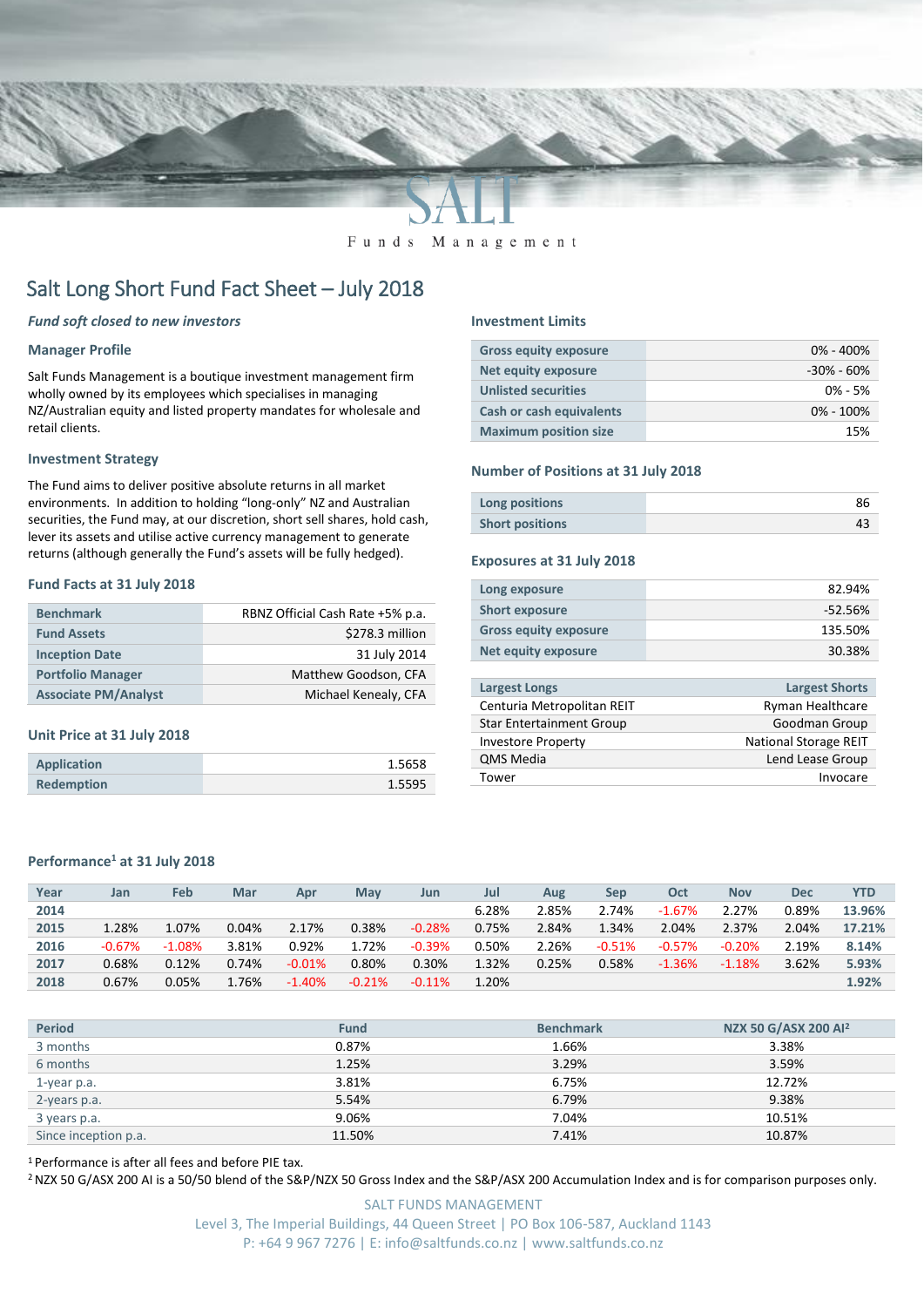# Salt Long Short Fund Fact Sheet – July 2018

*Fund soft closed to new investors*

## Manager Profile

Salt Funds Management is a boutique investment management firm wholly owned by its employees which specialises in managing NZ/Australian equity and listed property mandates for wholesale and retail clients.

## Investment Strategy

The Fund aims to deliver positive absolute returns in all market environments. In addition to holding "long-only" NZ and Australian securities, the Fund may, at our discretion, short sell shares, hold cash, lever its assets and utilise active currency management to generate returns (although generally the Fund's assets will be fully hedged).

## Fund Facts at 31 July 2018

| | |
|---|---|
| Benchmark | RBNZ Official Cash Rate +5% p.a. |
| Fund Assets | $278.3 million |
| Inception Date | 31 July 2014 |
| Portfolio Manager | Matthew Goodson, CFA |
| Associate PM/Analyst | Michael Kenealy, CFA |

## Unit Price at 31 July 2018

| | |
|---|---|
| Application | 1.5658 |
| Redemption | 1.5595 |

## Investment Limits

| | |
|---|---|
| Gross equity exposure | 0% - 400% |
| Net equity exposure | -30% - 60% |
| Unlisted securities | 0% - 5% |
| Cash or cash equivalents | 0% - 100% |
| Maximum position size | 15% |

## Number of Positions at 31 July 2018

| | |
|---|---|
| Long positions | 86 |
| Short positions | 43 |

## Exposures at 31 July 2018

| | |
|---|---|
| Long exposure | 82.94% |
| Short exposure | -52.56% |
| Gross equity exposure | 135.50% |
| Net equity exposure | 30.38% |

| Largest Longs | Largest Shorts |
|---|---|
| Centuria Metropolitan REIT | Ryman Healthcare |
| Star Entertainment Group | Goodman Group |
| Investore Property | National Storage REIT |
| QMS Media | Lend Lease Group |
| Tower | Invocare |

## Performance[1] at 31 July 2018

| Year | Jan | Feb | Mar | Apr | May | Jun | Jul | Aug | Sep | Oct | Nov | Dec | YTD |
|---|---|---|---|---|---|---|---|---|---|---|---|---|---|
| 2014 | | | | | | | 6.28% | 2.85% | 2.74% | -1.67% | 2.27% | 0.89% | 13.96% |
| 2015 | 1.28% | 1.07% | 0.04% | 2.17% | 0.38% | -0.28% | 0.75% | 2.84% | 1.34% | 2.04% | 2.37% | 2.04% | 17.21% |
| 2016 | -0.67% | -1.08% | 3.81% | 0.92% | 1.72% | -0.39% | 0.50% | 2.26% | -0.51% | -0.57% | -0.20% | 2.19% | 8.14% |
| 2017 | 0.68% | 0.12% | 0.74% | -0.01% | 0.80% | 0.30% | 1.32% | 0.25% | 0.58% | -1.36% | -1.18% | 3.62% | 5.93% |
| 2018 | 0.67% | 0.05% | 1.76% | -1.40% | -0.21% | -0.11% | 1.20% | | | | | | 1.92% |

| Period | Fund | Benchmark | NZX 50 G/ASX 200 AI[2] |
|---|---|---|---|
| 3 months | 0.87% | 1.66% | 3.38% |
| 6 months | 1.25% | 3.29% | 3.59% |
| 1-year p.a. | 3.81% | 6.75% | 12.72% |
| 2-years p.a. | 5.54% | 6.79% | 9.38% |
| 3 years p.a. | 9.06% | 7.04% | 10.51% |
| Since inception p.a. | 11.50% | 7.41% | 10.87% |

[1] Performance is after all fees and before PIE tax.

[2] NZX 50 G/ASX 200 AI is a 50/50 blend of the S&P/NZX 50 Gross Index and the S&P/ASX 200 Accumulation Index and is for comparison purposes only.

SALT FUNDS MANAGEMENT
Level 3, The Imperial Buildings, 44 Queen Street | PO Box 106-587, Auckland 1143
P: +64 9 967 7276 | E: info@saltfunds.co.nz | www.saltfunds.co.nz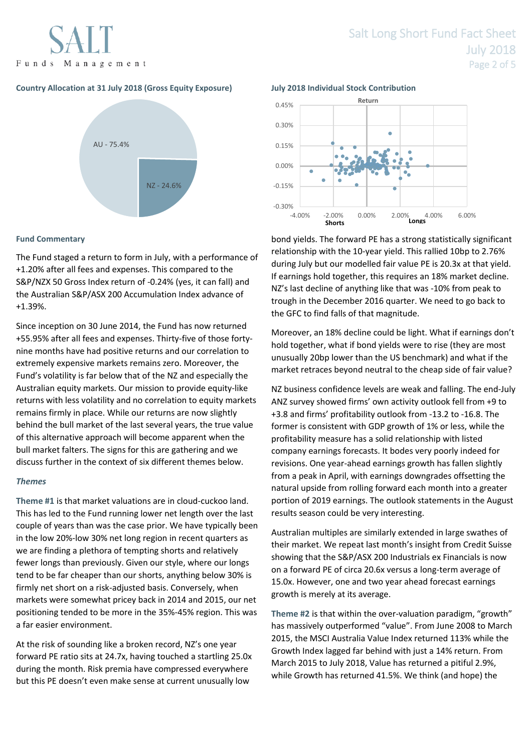### Country Allocation at 31 July 2018 (Gross Equity Exposure)

AU - 75.4%

NZ - 24.6%

### July 2018 Individual Stock Contribution

### Fund Commentary

The Fund staged a return to form in July, with a performance of +1.20% after all fees and expenses. This compared to the S&P/NZX 50 Gross Index return of -0.24% (yes, it can fall) and the Australian S&P/ASX 200 Accumulation Index advance of +1.39%.

Since inception on 30 June 2014, the Fund has now returned +55.95% after all fees and expenses. Thirty-five of those forty-nine months have had positive returns and our correlation to extremely expensive markets remains zero. Moreover, the Fund's volatility is far below that of the NZ and especially the Australian equity markets. Our mission to provide equity-like returns with less volatility and no correlation to equity markets remains firmly in place. While our returns are now slightly behind the bull market of the last several years, the true value of this alternative approach will become apparent when the bull market falters. The signs for this are gathering and we discuss further in the context of six different themes below.

### *Themes*

**Theme #1** is that market valuations are in cloud-cuckoo land. This has led to the Fund running lower net length over the last couple of years than was the case prior. We have typically been in the low 20%-low 30% net long region in recent quarters as we are finding a plethora of tempting shorts and relatively fewer longs than previously. Given our style, where our longs tend to be far cheaper than our shorts, anything below 30% is firmly net short on a risk-adjusted basis. Conversely, when markets were somewhat pricey back in 2014 and 2015, our net positioning tended to be more in the 35%-45% region. This was a far easier environment.

At the risk of sounding like a broken record, NZ's one year forward PE ratio sits at 24.7x, having touched a startling 25.0x during the month. Risk premia have compressed everywhere but this PE doesn't even make sense at current unusually low bond yields. The forward PE has a strong statistically significant relationship with the 10-year yield. This rallied 10bp to 2.76% during July but our modelled fair value PE is 20.3x at that yield. If earnings hold together, this requires an 18% market decline. NZ's last decline of anything like that was -10% from peak to trough in the December 2016 quarter. We need to go back to the GFC to find falls of that magnitude.

Moreover, an 18% decline could be light. What if earnings don't hold together, what if bond yields were to rise (they are most unusually 20bp lower than the US benchmark) and what if the market retraces beyond neutral to the cheap side of fair value?

NZ business confidence levels are weak and falling. The end-July ANZ survey showed firms' own activity outlook fell from +9 to +3.8 and firms' profitability outlook from -13.2 to -16.8. The former is consistent with GDP growth of 1% or less, while the profitability measure has a solid relationship with listed company earnings forecasts. It bodes very poorly indeed for revisions. One year-ahead earnings growth has fallen slightly from a peak in April, with earnings downgrades offsetting the natural upside from rolling forward each month into a greater portion of 2019 earnings. The outlook statements in the August results season could be very interesting.

Australian multiples are similarly extended in large swathes of their market. We repeat last month's insight from Credit Suisse showing that the S&P/ASX 200 Industrials ex Financials is now on a forward PE of circa 20.6x versus a long-term average of 15.0x. However, one and two year ahead forecast earnings growth is merely at its average.

**Theme #2** is that within the over-valuation paradigm, "growth" has massively outperformed "value". From June 2008 to March 2015, the MSCI Australia Value Index returned 113% while the Growth Index lagged far behind with just a 14% return. From March 2015 to July 2018, Value has returned a pitiful 2.9%, while Growth has returned 41.5%. We think (and hope) the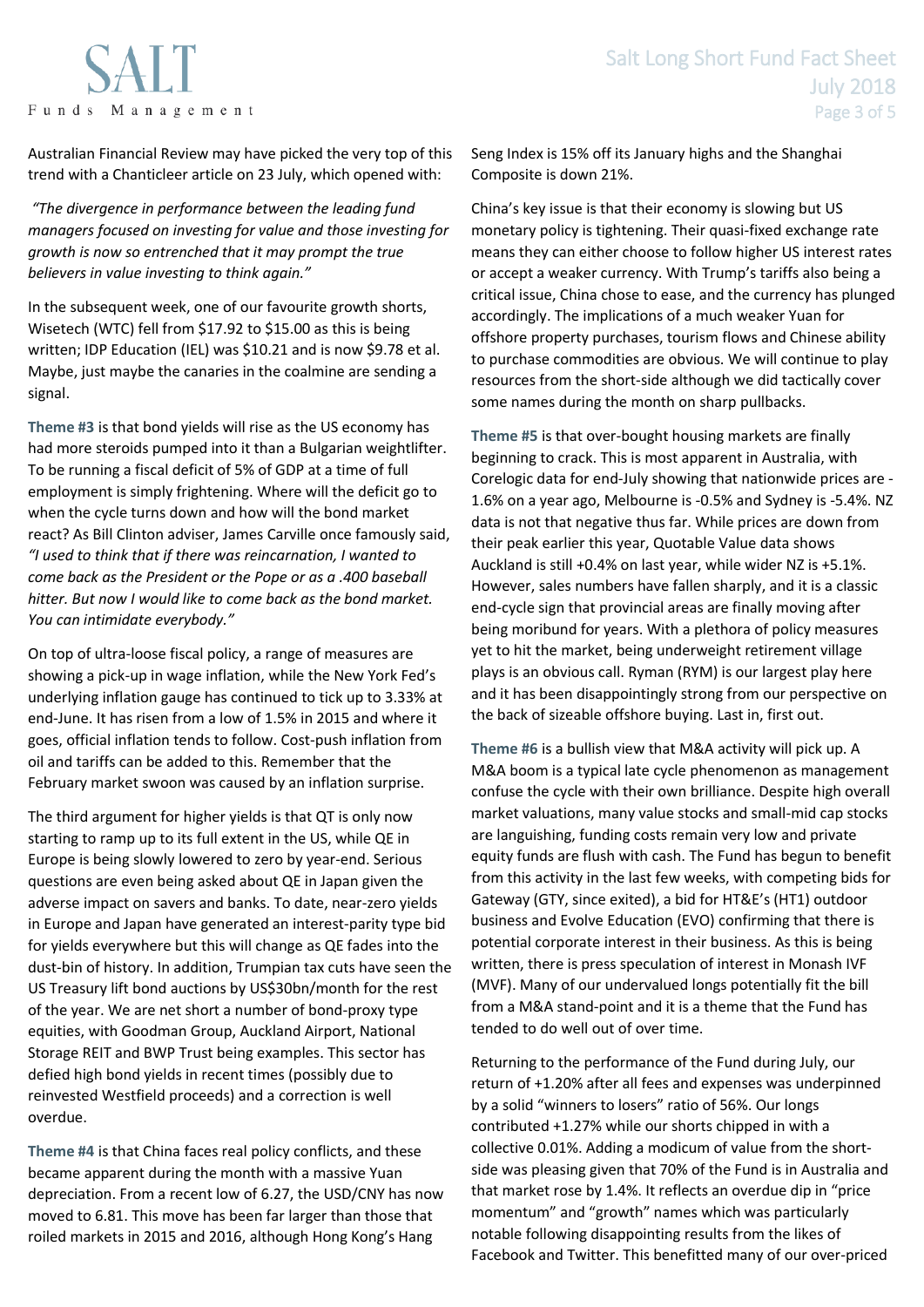Australian Financial Review may have picked the very top of this trend with a Chanticleer article on 23 July, which opened with:

*"The divergence in performance between the leading fund managers focused on investing for value and those investing for growth is now so entrenched that it may prompt the true believers in value investing to think again."*

In the subsequent week, one of our favourite growth shorts, Wisetech (WTC) fell from $17.92 to $15.00 as this is being written; IDP Education (IEL) was $10.21 and is now $9.78 et al. Maybe, just maybe the canaries in the coalmine are sending a signal.

**Theme #3** is that bond yields will rise as the US economy has had more steroids pumped into it than a Bulgarian weightlifter. To be running a fiscal deficit of 5% of GDP at a time of full employment is simply frightening. Where will the deficit go to when the cycle turns down and how will the bond market react? As Bill Clinton adviser, James Carville once famously said, *"I used to think that if there was reincarnation, I wanted to come back as the President or the Pope or as a .400 baseball hitter. But now I would like to come back as the bond market. You can intimidate everybody."*

On top of ultra-loose fiscal policy, a range of measures are showing a pick-up in wage inflation, while the New York Fed's underlying inflation gauge has continued to tick up to 3.33% at end-June. It has risen from a low of 1.5% in 2015 and where it goes, official inflation tends to follow. Cost-push inflation from oil and tariffs can be added to this. Remember that the February market swoon was caused by an inflation surprise.

The third argument for higher yields is that QT is only now starting to ramp up to its full extent in the US, while QE in Europe is being slowly lowered to zero by year-end. Serious questions are even being asked about QE in Japan given the adverse impact on savers and banks. To date, near-zero yields in Europe and Japan have generated an interest-parity type bid for yields everywhere but this will change as QE fades into the dust-bin of history. In addition, Trumpian tax cuts have seen the US Treasury lift bond auctions by US$30bn/month for the rest of the year. We are net short a number of bond-proxy type equities, with Goodman Group, Auckland Airport, National Storage REIT and BWP Trust being examples. This sector has defied high bond yields in recent times (possibly due to reinvested Westfield proceeds) and a correction is well overdue.

**Theme #4** is that China faces real policy conflicts, and these became apparent during the month with a massive Yuan depreciation. From a recent low of 6.27, the USD/CNY has now moved to 6.81. This move has been far larger than those that roiled markets in 2015 and 2016, although Hong Kong's Hang Seng Index is 15% off its January highs and the Shanghai Composite is down 21%.

China's key issue is that their economy is slowing but US monetary policy is tightening. Their quasi-fixed exchange rate means they can either choose to follow higher US interest rates or accept a weaker currency. With Trump's tariffs also being a critical issue, China chose to ease, and the currency has plunged accordingly. The implications of a much weaker Yuan for offshore property purchases, tourism flows and Chinese ability to purchase commodities are obvious. We will continue to play resources from the short-side although we did tactically cover some names during the month on sharp pullbacks.

**Theme #5** is that over-bought housing markets are finally beginning to crack. This is most apparent in Australia, with Corelogic data for end-July showing that nationwide prices are -1.6% on a year ago, Melbourne is -0.5% and Sydney is -5.4%. NZ data is not that negative thus far. While prices are down from their peak earlier this year, Quotable Value data shows Auckland is still +0.4% on last year, while wider NZ is +5.1%. However, sales numbers have fallen sharply, and it is a classic end-cycle sign that provincial areas are finally moving after being moribund for years. With a plethora of policy measures yet to hit the market, being underweight retirement village plays is an obvious call. Ryman (RYM) is our largest play here and it has been disappointingly strong from our perspective on the back of sizeable offshore buying. Last in, first out.

**Theme #6** is a bullish view that M&A activity will pick up. A M&A boom is a typical late cycle phenomenon as management confuse the cycle with their own brilliance. Despite high overall market valuations, many value stocks and small-mid cap stocks are languishing, funding costs remain very low and private equity funds are flush with cash. The Fund has begun to benefit from this activity in the last few weeks, with competing bids for Gateway (GTY, since exited), a bid for HT&E's (HT1) outdoor business and Evolve Education (EVO) confirming that there is potential corporate interest in their business. As this is being written, there is press speculation of interest in Monash IVF (MVF). Many of our undervalued longs potentially fit the bill from a M&A stand-point and it is a theme that the Fund has tended to do well out of over time.

Returning to the performance of the Fund during July, our return of +1.20% after all fees and expenses was underpinned by a solid "winners to losers" ratio of 56%. Our longs contributed +1.27% while our shorts chipped in with a collective 0.01%. Adding a modicum of value from the short-side was pleasing given that 70% of the Fund is in Australia and that market rose by 1.4%. It reflects an overdue dip in "price momentum" and "growth" names which was particularly notable following disappointing results from the likes of Facebook and Twitter. This benefitted many of our over-priced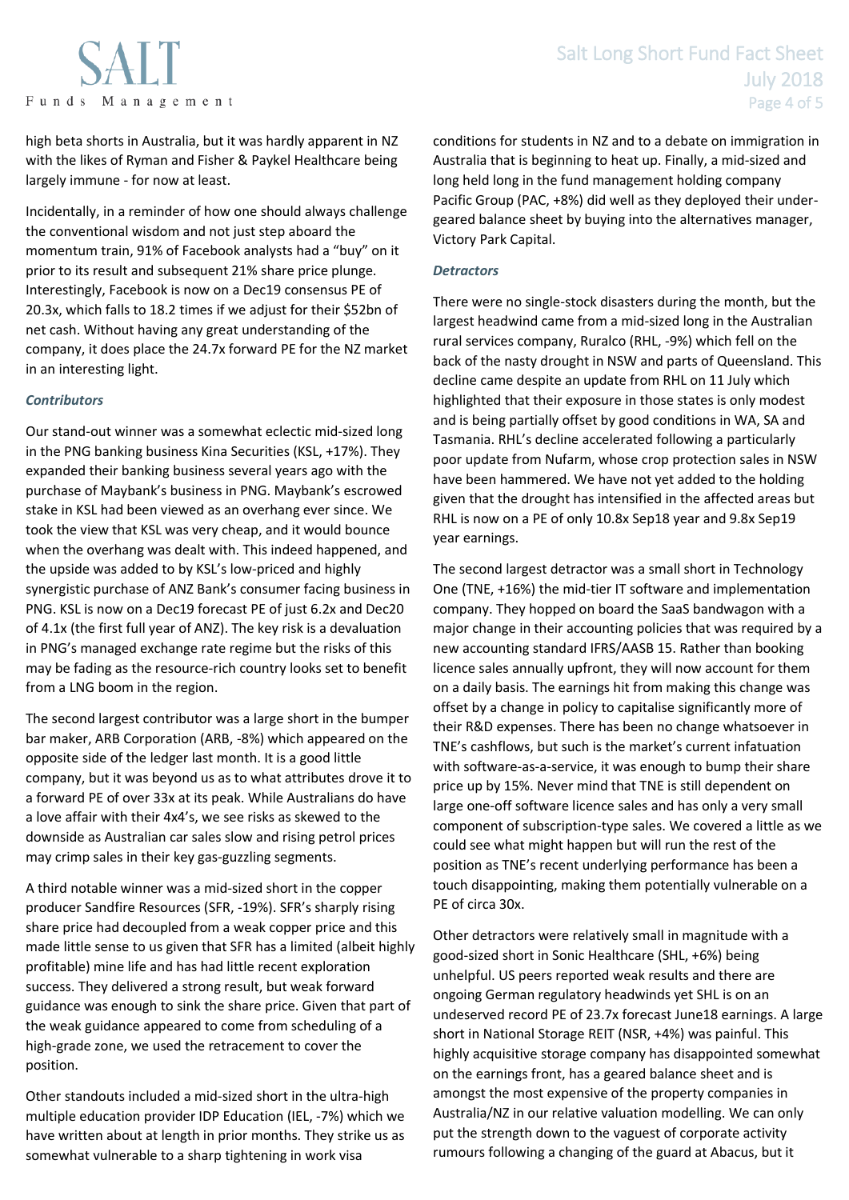high beta shorts in Australia, but it was hardly apparent in NZ with the likes of Ryman and Fisher & Paykel Healthcare being largely immune - for now at least.

Incidentally, in a reminder of how one should always challenge the conventional wisdom and not just step aboard the momentum train, 91% of Facebook analysts had a "buy" on it prior to its result and subsequent 21% share price plunge. Interestingly, Facebook is now on a Dec19 consensus PE of 20.3x, which falls to 18.2 times if we adjust for their $52bn of net cash. Without having any great understanding of the company, it does place the 24.7x forward PE for the NZ market in an interesting light.

### *Contributors*

Our stand-out winner was a somewhat eclectic mid-sized long in the PNG banking business Kina Securities (KSL, +17%). They expanded their banking business several years ago with the purchase of Maybank's business in PNG. Maybank's escrowed stake in KSL had been viewed as an overhang ever since. We took the view that KSL was very cheap, and it would bounce when the overhang was dealt with. This indeed happened, and the upside was added to by KSL's low-priced and highly synergistic purchase of ANZ Bank's consumer facing business in PNG. KSL is now on a Dec19 forecast PE of just 6.2x and Dec20 of 4.1x (the first full year of ANZ). The key risk is a devaluation in PNG's managed exchange rate regime but the risks of this may be fading as the resource-rich country looks set to benefit from a LNG boom in the region.

The second largest contributor was a large short in the bumper bar maker, ARB Corporation (ARB, -8%) which appeared on the opposite side of the ledger last month. It is a good little company, but it was beyond us as to what attributes drove it to a forward PE of over 33x at its peak. While Australians do have a love affair with their 4x4's, we see risks as skewed to the downside as Australian car sales slow and rising petrol prices may crimp sales in their key gas-guzzling segments.

A third notable winner was a mid-sized short in the copper producer Sandfire Resources (SFR, -19%). SFR's sharply rising share price had decoupled from a weak copper price and this made little sense to us given that SFR has a limited (albeit highly profitable) mine life and has had little recent exploration success. They delivered a strong result, but weak forward guidance was enough to sink the share price. Given that part of the weak guidance appeared to come from scheduling of a high-grade zone, we used the retracement to cover the position.

Other standouts included a mid-sized short in the ultra-high multiple education provider IDP Education (IEL, -7%) which we have written about at length in prior months. They strike us as somewhat vulnerable to a sharp tightening in work visa conditions for students in NZ and to a debate on immigration in Australia that is beginning to heat up. Finally, a mid-sized and long held long in the fund management holding company Pacific Group (PAC, +8%) did well as they deployed their under-geared balance sheet by buying into the alternatives manager, Victory Park Capital.

### *Detractors*

There were no single-stock disasters during the month, but the largest headwind came from a mid-sized long in the Australian rural services company, Ruralco (RHL, -9%) which fell on the back of the nasty drought in NSW and parts of Queensland. This decline came despite an update from RHL on 11 July which highlighted that their exposure in those states is only modest and is being partially offset by good conditions in WA, SA and Tasmania. RHL's decline accelerated following a particularly poor update from Nufarm, whose crop protection sales in NSW have been hammered. We have not yet added to the holding given that the drought has intensified in the affected areas but RHL is now on a PE of only 10.8x Sep18 year and 9.8x Sep19 year earnings.

The second largest detractor was a small short in Technology One (TNE, +16%) the mid-tier IT software and implementation company. They hopped on board the SaaS bandwagon with a major change in their accounting policies that was required by a new accounting standard IFRS/AASB 15. Rather than booking licence sales annually upfront, they will now account for them on a daily basis. The earnings hit from making this change was offset by a change in policy to capitalise significantly more of their R&D expenses. There has been no change whatsoever in TNE's cashflows, but such is the market's current infatuation with software-as-a-service, it was enough to bump their share price up by 15%. Never mind that TNE is still dependent on large one-off software licence sales and has only a very small component of subscription-type sales. We covered a little as we could see what might happen but will run the rest of the position as TNE's recent underlying performance has been a touch disappointing, making them potentially vulnerable on a PE of circa 30x.

Other detractors were relatively small in magnitude with a good-sized short in Sonic Healthcare (SHL, +6%) being unhelpful. US peers reported weak results and there are ongoing German regulatory headwinds yet SHL is on an undeserved record PE of 23.7x forecast June18 earnings. A large short in National Storage REIT (NSR, +4%) was painful. This highly acquisitive storage company has disappointed somewhat on the earnings front, has a geared balance sheet and is amongst the most expensive of the property companies in Australia/NZ in our relative valuation modelling. We can only put the strength down to the vaguest of corporate activity rumours following a changing of the guard at Abacus, but it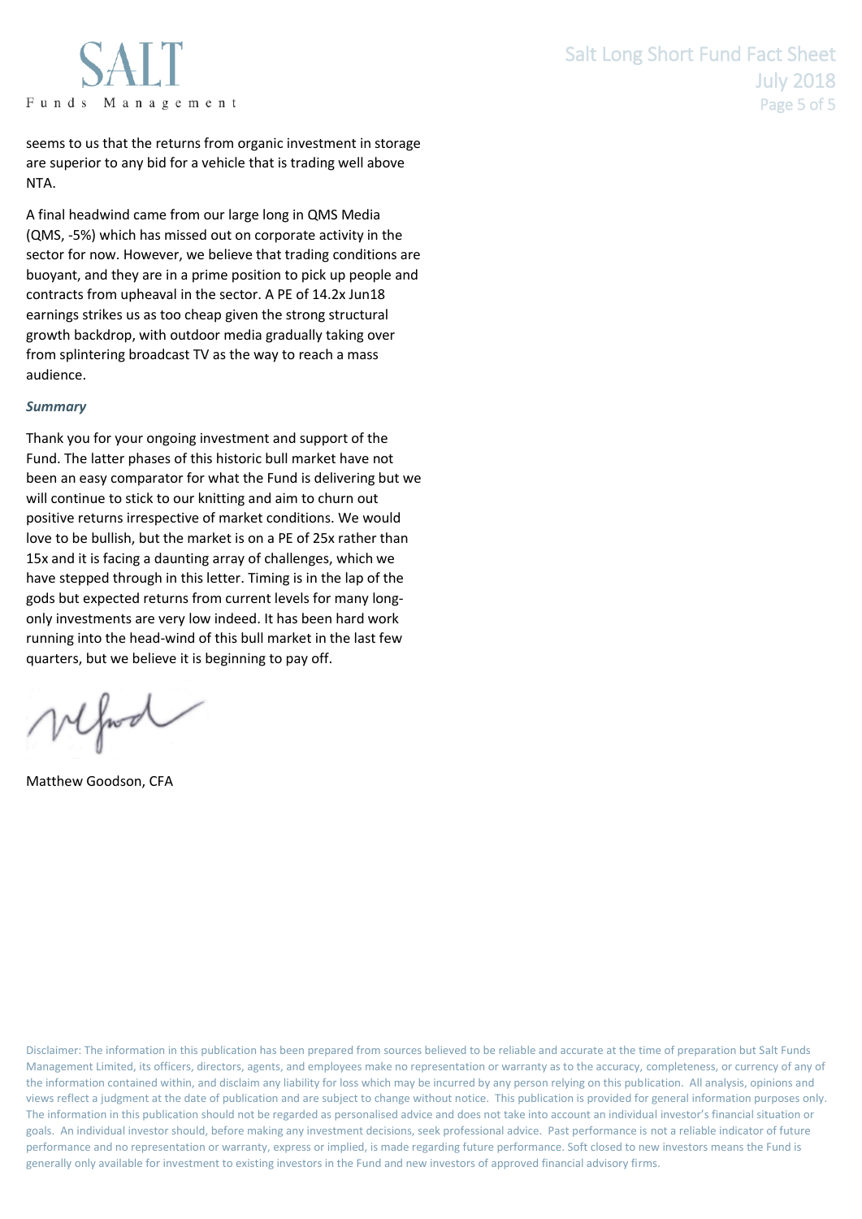seems to us that the returns from organic investment in storage are superior to any bid for a vehicle that is trading well above NTA.

A final headwind came from our large long in QMS Media (QMS, -5%) which has missed out on corporate activity in the sector for now. However, we believe that trading conditions are buoyant, and they are in a prime position to pick up people and contracts from upheaval in the sector. A PE of 14.2x Jun18 earnings strikes us as too cheap given the strong structural growth backdrop, with outdoor media gradually taking over from splintering broadcast TV as the way to reach a mass audience.

***Summary***

Thank you for your ongoing investment and support of the Fund. The latter phases of this historic bull market have not been an easy comparator for what the Fund is delivering but we will continue to stick to our knitting and aim to churn out positive returns irrespective of market conditions. We would love to be bullish, but the market is on a PE of 25x rather than 15x and it is facing a daunting array of challenges, which we have stepped through in this letter. Timing is in the lap of the gods but expected returns from current levels for many long-only investments are very low indeed. It has been hard work running into the head-wind of this bull market in the last few quarters, but we believe it is beginning to pay off.

Matthew Goodson, CFA

Disclaimer: The information in this publication has been prepared from sources believed to be reliable and accurate at the time of preparation but Salt Funds Management Limited, its officers, directors, agents, and employees make no representation or warranty as to the accuracy, completeness, or currency of any of the information contained within, and disclaim any liability for loss which may be incurred by any person relying on this publication. All analysis, opinions and views reflect a judgment at the date of publication and are subject to change without notice. This publication is provided for general information purposes only. The information in this publication should not be regarded as personalised advice and does not take into account an individual investor's financial situation or goals. An individual investor should, before making any investment decisions, seek professional advice. Past performance is not a reliable indicator of future performance and no representation or warranty, express or implied, is made regarding future performance. Soft closed to new investors means the Fund is generally only available for investment to existing investors in the Fund and new investors of approved financial advisory firms.